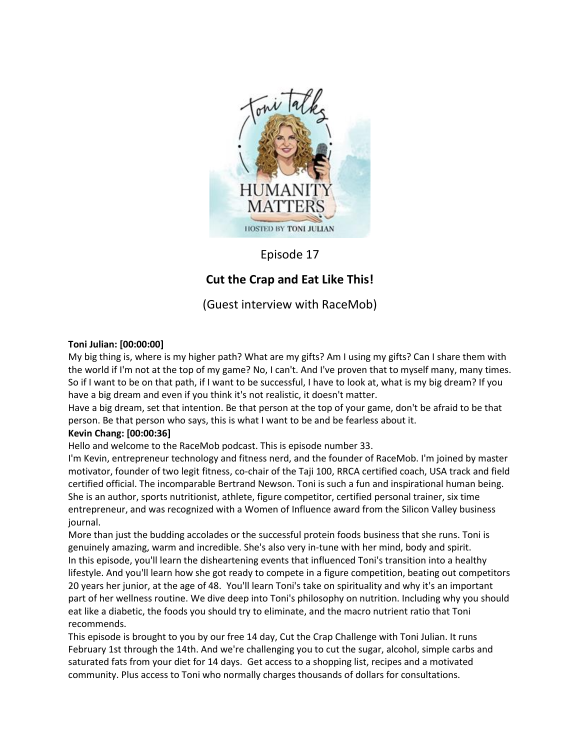Episode 17

# Cut the Crap and Eat Like This!

(Guest interview with RaceMob)

**Toni Julian: [00:00:00]**
My big thing is, where is my higher path? What are my gifts? Am I using my gifts? Can I share them with the world if I'm not at the top of my game? No, I can't. And I've proven that to myself many, many times. So if I want to be on that path, if I want to be successful, I have to look at, what is my big dream? If you have a big dream and even if you think it's not realistic, it doesn't matter.
Have a big dream, set that intention. Be that person at the top of your game, don't be afraid to be that person. Be that person who says, this is what I want to be and be fearless about it.

**Kevin Chang: [00:00:36]**
Hello and welcome to the RaceMob podcast. This is episode number 33.
I'm Kevin, entrepreneur technology and fitness nerd, and the founder of RaceMob. I'm joined by master motivator, founder of two legit fitness, co-chair of the Taji 100, RRCA certified coach, USA track and field certified official. The incomparable Bertrand Newson. Toni is such a fun and inspirational human being. She is an author, sports nutritionist, athlete, figure competitor, certified personal trainer, six time entrepreneur, and was recognized with a Women of Influence award from the Silicon Valley business journal.
More than just the budding accolades or the successful protein foods business that she runs. Toni is genuinely amazing, warm and incredible. She's also very in-tune with her mind, body and spirit.
In this episode, you'll learn the disheartening events that influenced Toni's transition into a healthy lifestyle. And you'll learn how she got ready to compete in a figure competition, beating out competitors 20 years her junior, at the age of 48. You'll learn Toni's take on spirituality and why it's an important part of her wellness routine. We dive deep into Toni's philosophy on nutrition. Including why you should eat like a diabetic, the foods you should try to eliminate, and the macro nutrient ratio that Toni recommends.
This episode is brought to you by our free 14 day, Cut the Crap Challenge with Toni Julian. It runs February 1st through the 14th. And we're challenging you to cut the sugar, alcohol, simple carbs and saturated fats from your diet for 14 days. Get access to a shopping list, recipes and a motivated community. Plus access to Toni who normally charges thousands of dollars for consultations.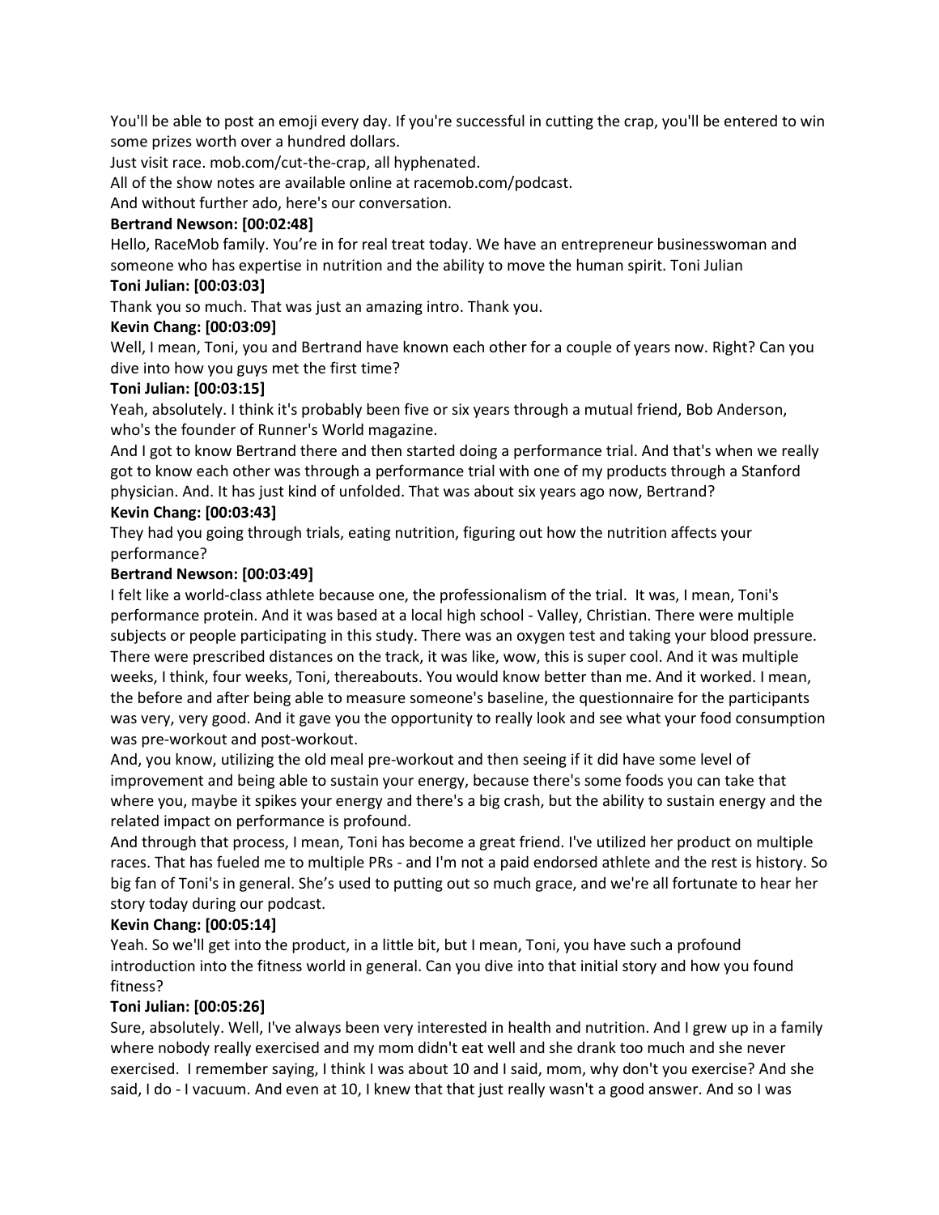You'll be able to post an emoji every day. If you're successful in cutting the crap, you'll be entered to win some prizes worth over a hundred dollars.

Just visit race. mob.com/cut-the-crap, all hyphenated.

All of the show notes are available online at racemob.com/podcast.

And without further ado, here's our conversation.

**Bertrand Newson: [00:02:48]**

Hello, RaceMob family. You're in for real treat today. We have an entrepreneur businesswoman and someone who has expertise in nutrition and the ability to move the human spirit. Toni Julian

**Toni Julian: [00:03:03]**

Thank you so much. That was just an amazing intro. Thank you.

**Kevin Chang: [00:03:09]**

Well, I mean, Toni, you and Bertrand have known each other for a couple of years now. Right? Can you dive into how you guys met the first time?

**Toni Julian: [00:03:15]**

Yeah, absolutely. I think it's probably been five or six years through a mutual friend, Bob Anderson, who's the founder of Runner's World magazine.

And I got to know Bertrand there and then started doing a performance trial. And that's when we really got to know each other was through a performance trial with one of my products through a Stanford physician. And. It has just kind of unfolded. That was about six years ago now, Bertrand?

**Kevin Chang: [00:03:43]**

They had you going through trials, eating nutrition, figuring out how the nutrition affects your performance?

**Bertrand Newson: [00:03:49]**

I felt like a world-class athlete because one, the professionalism of the trial. It was, I mean, Toni's performance protein. And it was based at a local high school - Valley, Christian. There were multiple subjects or people participating in this study. There was an oxygen test and taking your blood pressure. There were prescribed distances on the track, it was like, wow, this is super cool. And it was multiple weeks, I think, four weeks, Toni, thereabouts. You would know better than me. And it worked. I mean, the before and after being able to measure someone's baseline, the questionnaire for the participants was very, very good. And it gave you the opportunity to really look and see what your food consumption was pre-workout and post-workout.

And, you know, utilizing the old meal pre-workout and then seeing if it did have some level of improvement and being able to sustain your energy, because there's some foods you can take that where you, maybe it spikes your energy and there's a big crash, but the ability to sustain energy and the related impact on performance is profound.

And through that process, I mean, Toni has become a great friend. I've utilized her product on multiple races. That has fueled me to multiple PRs - and I'm not a paid endorsed athlete and the rest is history. So big fan of Toni's in general. She's used to putting out so much grace, and we're all fortunate to hear her story today during our podcast.

**Kevin Chang: [00:05:14]**

Yeah. So we'll get into the product, in a little bit, but I mean, Toni, you have such a profound introduction into the fitness world in general. Can you dive into that initial story and how you found fitness?

**Toni Julian: [00:05:26]**

Sure, absolutely. Well, I've always been very interested in health and nutrition. And I grew up in a family where nobody really exercised and my mom didn't eat well and she drank too much and she never exercised. I remember saying, I think I was about 10 and I said, mom, why don't you exercise? And she said, I do - I vacuum. And even at 10, I knew that that just really wasn't a good answer. And so I was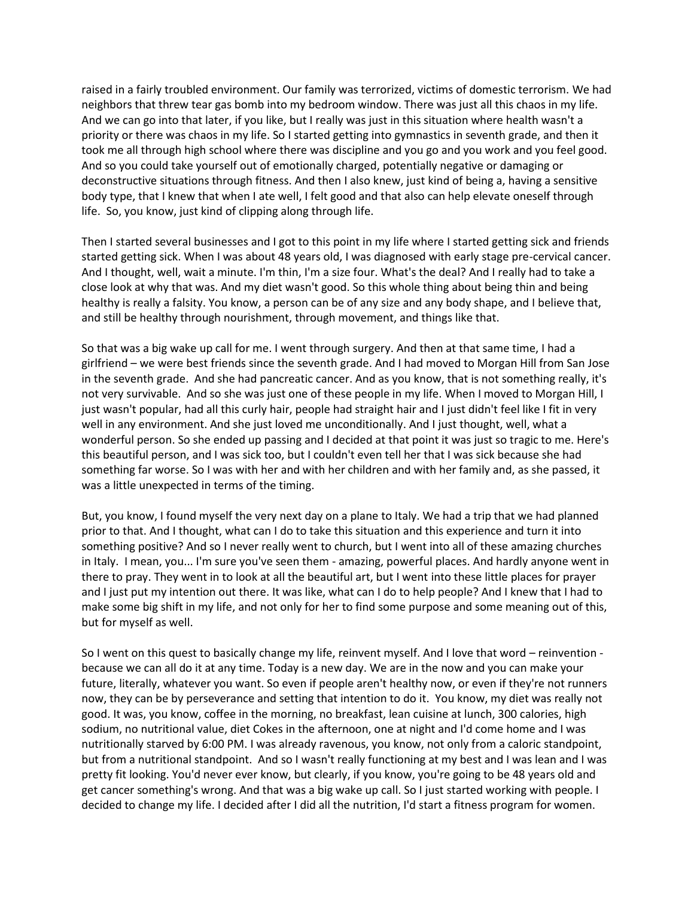raised in a fairly troubled environment. Our family was terrorized, victims of domestic terrorism. We had neighbors that threw tear gas bomb into my bedroom window. There was just all this chaos in my life. And we can go into that later, if you like, but I really was just in this situation where health wasn't a priority or there was chaos in my life. So I started getting into gymnastics in seventh grade, and then it took me all through high school where there was discipline and you go and you work and you feel good. And so you could take yourself out of emotionally charged, potentially negative or damaging or deconstructive situations through fitness. And then I also knew, just kind of being a, having a sensitive body type, that I knew that when I ate well, I felt good and that also can help elevate oneself through life. So, you know, just kind of clipping along through life.

Then I started several businesses and I got to this point in my life where I started getting sick and friends started getting sick. When I was about 48 years old, I was diagnosed with early stage pre-cervical cancer. And I thought, well, wait a minute. I'm thin, I'm a size four. What's the deal? And I really had to take a close look at why that was. And my diet wasn't good. So this whole thing about being thin and being healthy is really a falsity. You know, a person can be of any size and any body shape, and I believe that, and still be healthy through nourishment, through movement, and things like that.

So that was a big wake up call for me. I went through surgery. And then at that same time, I had a girlfriend – we were best friends since the seventh grade. And I had moved to Morgan Hill from San Jose in the seventh grade. And she had pancreatic cancer. And as you know, that is not something really, it's not very survivable. And so she was just one of these people in my life. When I moved to Morgan Hill, I just wasn't popular, had all this curly hair, people had straight hair and I just didn't feel like I fit in very well in any environment. And she just loved me unconditionally. And I just thought, well, what a wonderful person. So she ended up passing and I decided at that point it was just so tragic to me. Here's this beautiful person, and I was sick too, but I couldn't even tell her that I was sick because she had something far worse. So I was with her and with her children and with her family and, as she passed, it was a little unexpected in terms of the timing.

But, you know, I found myself the very next day on a plane to Italy. We had a trip that we had planned prior to that. And I thought, what can I do to take this situation and this experience and turn it into something positive? And so I never really went to church, but I went into all of these amazing churches in Italy. I mean, you... I'm sure you've seen them - amazing, powerful places. And hardly anyone went in there to pray. They went in to look at all the beautiful art, but I went into these little places for prayer and I just put my intention out there. It was like, what can I do to help people? And I knew that I had to make some big shift in my life, and not only for her to find some purpose and some meaning out of this, but for myself as well.

So I went on this quest to basically change my life, reinvent myself. And I love that word – reinvention - because we can all do it at any time. Today is a new day. We are in the now and you can make your future, literally, whatever you want. So even if people aren't healthy now, or even if they're not runners now, they can be by perseverance and setting that intention to do it. You know, my diet was really not good. It was, you know, coffee in the morning, no breakfast, lean cuisine at lunch, 300 calories, high sodium, no nutritional value, diet Cokes in the afternoon, one at night and I'd come home and I was nutritionally starved by 6:00 PM. I was already ravenous, you know, not only from a caloric standpoint, but from a nutritional standpoint. And so I wasn't really functioning at my best and I was lean and I was pretty fit looking. You'd never ever know, but clearly, if you know, you're going to be 48 years old and get cancer something's wrong. And that was a big wake up call. So I just started working with people. I decided to change my life. I decided after I did all the nutrition, I'd start a fitness program for women.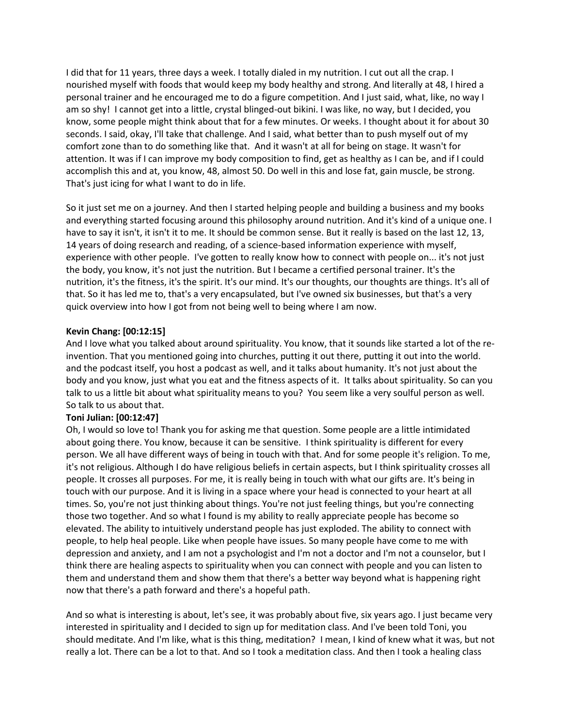I did that for 11 years, three days a week. I totally dialed in my nutrition. I cut out all the crap. I nourished myself with foods that would keep my body healthy and strong. And literally at 48, I hired a personal trainer and he encouraged me to do a figure competition. And I just said, what, like, no way I am so shy! I cannot get into a little, crystal blinged-out bikini. I was like, no way, but I decided, you know, some people might think about that for a few minutes. Or weeks. I thought about it for about 30 seconds. I said, okay, I'll take that challenge. And I said, what better than to push myself out of my comfort zone than to do something like that. And it wasn't at all for being on stage. It wasn't for attention. It was if I can improve my body composition to find, get as healthy as I can be, and if I could accomplish this and at, you know, 48, almost 50. Do well in this and lose fat, gain muscle, be strong. That's just icing for what I want to do in life.

So it just set me on a journey. And then I started helping people and building a business and my books and everything started focusing around this philosophy around nutrition. And it's kind of a unique one. I have to say it isn't, it isn't it to me. It should be common sense. But it really is based on the last 12, 13, 14 years of doing research and reading, of a science-based information experience with myself, experience with other people. I've gotten to really know how to connect with people on... it's not just the body, you know, it's not just the nutrition. But I became a certified personal trainer. It's the nutrition, it's the fitness, it's the spirit. It's our mind. It's our thoughts, our thoughts are things. It's all of that. So it has led me to, that's a very encapsulated, but I've owned six businesses, but that's a very quick overview into how I got from not being well to being where I am now.

**Kevin Chang: [00:12:15]**

And I love what you talked about around spirituality. You know, that it sounds like started a lot of the re-invention. That you mentioned going into churches, putting it out there, putting it out into the world. and the podcast itself, you host a podcast as well, and it talks about humanity. It's not just about the body and you know, just what you eat and the fitness aspects of it. It talks about spirituality. So can you talk to us a little bit about what spirituality means to you? You seem like a very soulful person as well. So talk to us about that.

**Toni Julian: [00:12:47]**

Oh, I would so love to! Thank you for asking me that question. Some people are a little intimidated about going there. You know, because it can be sensitive. I think spirituality is different for every person. We all have different ways of being in touch with that. And for some people it's religion. To me, it's not religious. Although I do have religious beliefs in certain aspects, but I think spirituality crosses all people. It crosses all purposes. For me, it is really being in touch with what our gifts are. It's being in touch with our purpose. And it is living in a space where your head is connected to your heart at all times. So, you're not just thinking about things. You're not just feeling things, but you're connecting those two together. And so what I found is my ability to really appreciate people has become so elevated. The ability to intuitively understand people has just exploded. The ability to connect with people, to help heal people. Like when people have issues. So many people have come to me with depression and anxiety, and I am not a psychologist and I'm not a doctor and I'm not a counselor, but I think there are healing aspects to spirituality when you can connect with people and you can listen to them and understand them and show them that there's a better way beyond what is happening right now that there's a path forward and there's a hopeful path.

And so what is interesting is about, let's see, it was probably about five, six years ago. I just became very interested in spirituality and I decided to sign up for meditation class. And I've been told Toni, you should meditate. And I'm like, what is this thing, meditation? I mean, I kind of knew what it was, but not really a lot. There can be a lot to that. And so I took a meditation class. And then I took a healing class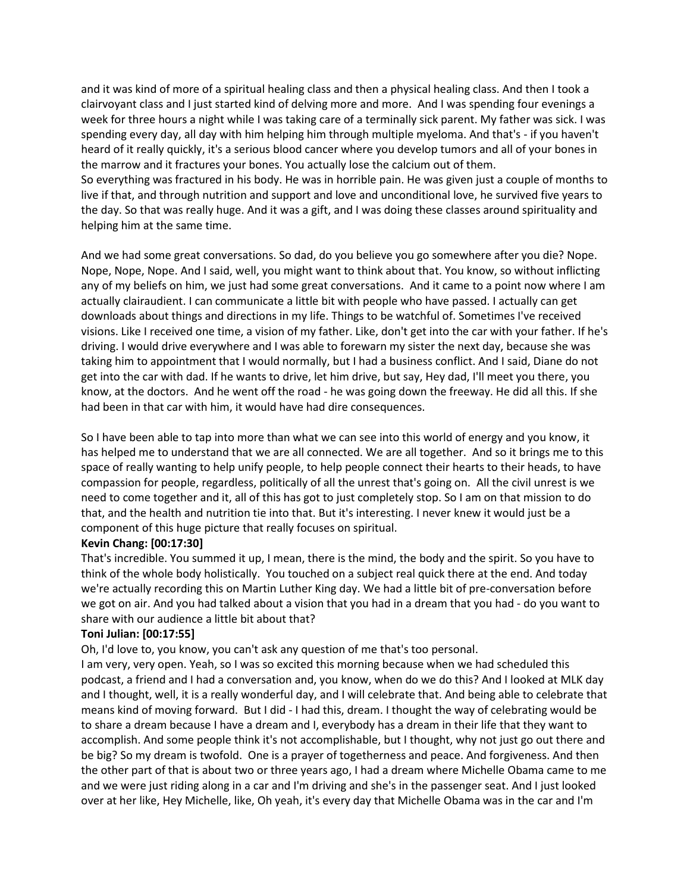and it was kind of more of a spiritual healing class and then a physical healing class. And then I took a clairvoyant class and I just started kind of delving more and more. And I was spending four evenings a week for three hours a night while I was taking care of a terminally sick parent. My father was sick. I was spending every day, all day with him helping him through multiple myeloma. And that's - if you haven't heard of it really quickly, it's a serious blood cancer where you develop tumors and all of your bones in the marrow and it fractures your bones. You actually lose the calcium out of them.
So everything was fractured in his body. He was in horrible pain. He was given just a couple of months to live if that, and through nutrition and support and love and unconditional love, he survived five years to the day. So that was really huge. And it was a gift, and I was doing these classes around spirituality and helping him at the same time.

And we had some great conversations. So dad, do you believe you go somewhere after you die? Nope. Nope, Nope, Nope. And I said, well, you might want to think about that. You know, so without inflicting any of my beliefs on him, we just had some great conversations. And it came to a point now where I am actually clairaudient. I can communicate a little bit with people who have passed. I actually can get downloads about things and directions in my life. Things to be watchful of. Sometimes I've received visions. Like I received one time, a vision of my father. Like, don't get into the car with your father. If he's driving. I would drive everywhere and I was able to forewarn my sister the next day, because she was taking him to appointment that I would normally, but I had a business conflict. And I said, Diane do not get into the car with dad. If he wants to drive, let him drive, but say, Hey dad, I'll meet you there, you know, at the doctors. And he went off the road - he was going down the freeway. He did all this. If she had been in that car with him, it would have had dire consequences.

So I have been able to tap into more than what we can see into this world of energy and you know, it has helped me to understand that we are all connected. We are all together. And so it brings me to this space of really wanting to help unify people, to help people connect their hearts to their heads, to have compassion for people, regardless, politically of all the unrest that's going on. All the civil unrest is we need to come together and it, all of this has got to just completely stop. So I am on that mission to do that, and the health and nutrition tie into that. But it's interesting. I never knew it would just be a component of this huge picture that really focuses on spiritual.

**Kevin Chang: [00:17:30]**
That's incredible. You summed it up, I mean, there is the mind, the body and the spirit. So you have to think of the whole body holistically. You touched on a subject real quick there at the end. And today we're actually recording this on Martin Luther King day. We had a little bit of pre-conversation before we got on air. And you had talked about a vision that you had in a dream that you had - do you want to share with our audience a little bit about that?

**Toni Julian: [00:17:55]**
Oh, I'd love to, you know, you can't ask any question of me that's too personal.
I am very, very open. Yeah, so I was so excited this morning because when we had scheduled this podcast, a friend and I had a conversation and, you know, when do we do this? And I looked at MLK day and I thought, well, it is a really wonderful day, and I will celebrate that. And being able to celebrate that means kind of moving forward. But I did - I had this, dream. I thought the way of celebrating would be to share a dream because I have a dream and I, everybody has a dream in their life that they want to accomplish. And some people think it's not accomplishable, but I thought, why not just go out there and be big? So my dream is twofold. One is a prayer of togetherness and peace. And forgiveness. And then the other part of that is about two or three years ago, I had a dream where Michelle Obama came to me and we were just riding along in a car and I'm driving and she's in the passenger seat. And I just looked over at her like, Hey Michelle, like, Oh yeah, it's every day that Michelle Obama was in the car and I'm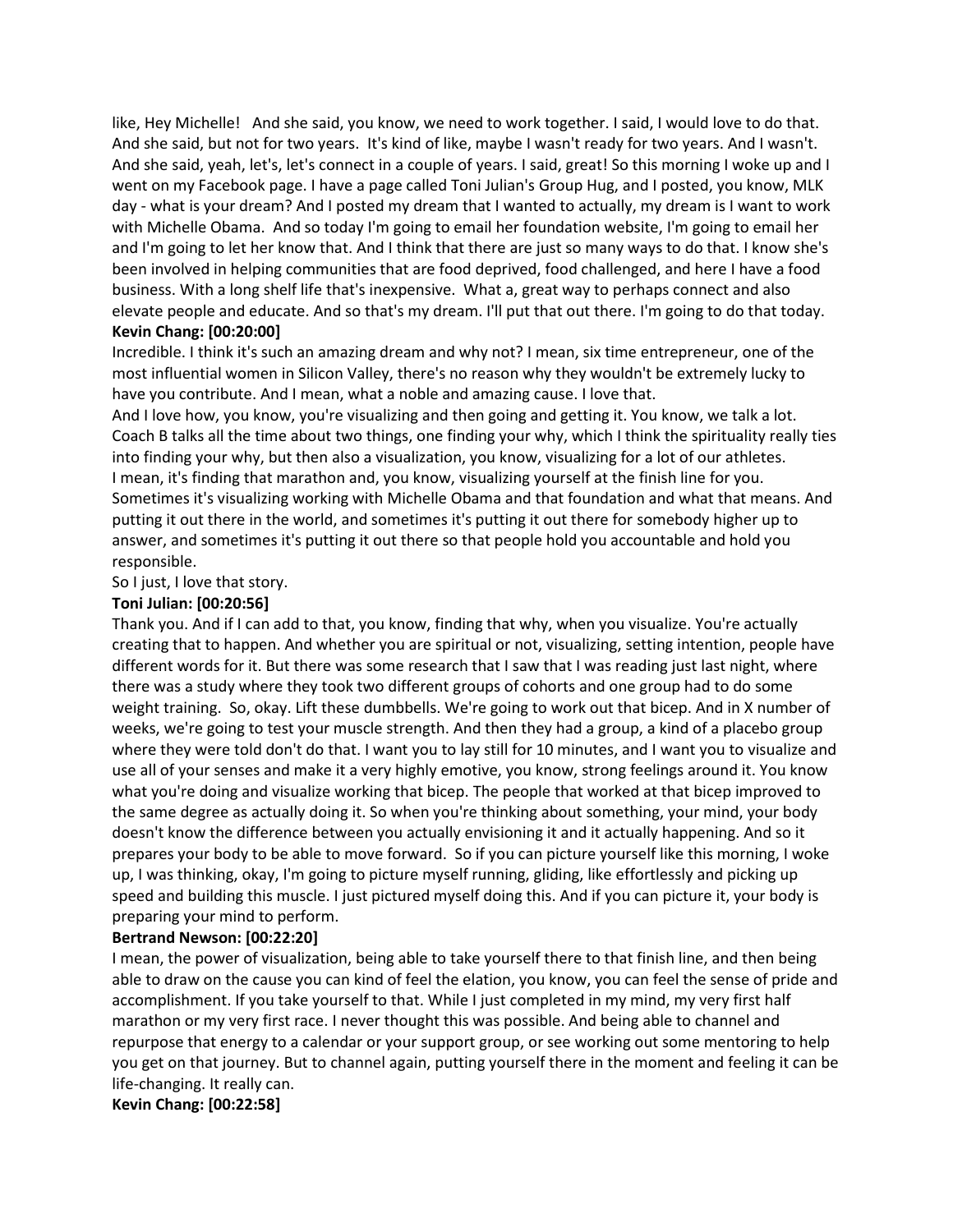like, Hey Michelle! And she said, you know, we need to work together. I said, I would love to do that. And she said, but not for two years. It's kind of like, maybe I wasn't ready for two years. And I wasn't. And she said, yeah, let's, let's connect in a couple of years. I said, great! So this morning I woke up and I went on my Facebook page. I have a page called Toni Julian's Group Hug, and I posted, you know, MLK day - what is your dream? And I posted my dream that I wanted to actually, my dream is I want to work with Michelle Obama. And so today I'm going to email her foundation website, I'm going to email her and I'm going to let her know that. And I think that there are just so many ways to do that. I know she's been involved in helping communities that are food deprived, food challenged, and here I have a food business. With a long shelf life that's inexpensive. What a, great way to perhaps connect and also elevate people and educate. And so that's my dream. I'll put that out there. I'm going to do that today.

**Kevin Chang: [00:20:00]**

Incredible. I think it's such an amazing dream and why not? I mean, six time entrepreneur, one of the most influential women in Silicon Valley, there's no reason why they wouldn't be extremely lucky to have you contribute. And I mean, what a noble and amazing cause. I love that.

And I love how, you know, you're visualizing and then going and getting it. You know, we talk a lot. Coach B talks all the time about two things, one finding your why, which I think the spirituality really ties into finding your why, but then also a visualization, you know, visualizing for a lot of our athletes. I mean, it's finding that marathon and, you know, visualizing yourself at the finish line for you. Sometimes it's visualizing working with Michelle Obama and that foundation and what that means. And putting it out there in the world, and sometimes it's putting it out there for somebody higher up to answer, and sometimes it's putting it out there so that people hold you accountable and hold you responsible.

So I just, I love that story.

**Toni Julian: [00:20:56]**

Thank you. And if I can add to that, you know, finding that why, when you visualize. You're actually creating that to happen. And whether you are spiritual or not, visualizing, setting intention, people have different words for it. But there was some research that I saw that I was reading just last night, where there was a study where they took two different groups of cohorts and one group had to do some weight training. So, okay. Lift these dumbbells. We're going to work out that bicep. And in X number of weeks, we're going to test your muscle strength. And then they had a group, a kind of a placebo group where they were told don't do that. I want you to lay still for 10 minutes, and I want you to visualize and use all of your senses and make it a very highly emotive, you know, strong feelings around it. You know what you're doing and visualize working that bicep. The people that worked at that bicep improved to the same degree as actually doing it. So when you're thinking about something, your mind, your body doesn't know the difference between you actually envisioning it and it actually happening. And so it prepares your body to be able to move forward. So if you can picture yourself like this morning, I woke up, I was thinking, okay, I'm going to picture myself running, gliding, like effortlessly and picking up speed and building this muscle. I just pictured myself doing this. And if you can picture it, your body is preparing your mind to perform.

**Bertrand Newson: [00:22:20]**

I mean, the power of visualization, being able to take yourself there to that finish line, and then being able to draw on the cause you can kind of feel the elation, you know, you can feel the sense of pride and accomplishment. If you take yourself to that. While I just completed in my mind, my very first half marathon or my very first race. I never thought this was possible. And being able to channel and repurpose that energy to a calendar or your support group, or see working out some mentoring to help you get on that journey. But to channel again, putting yourself there in the moment and feeling it can be life-changing. It really can.

**Kevin Chang: [00:22:58]**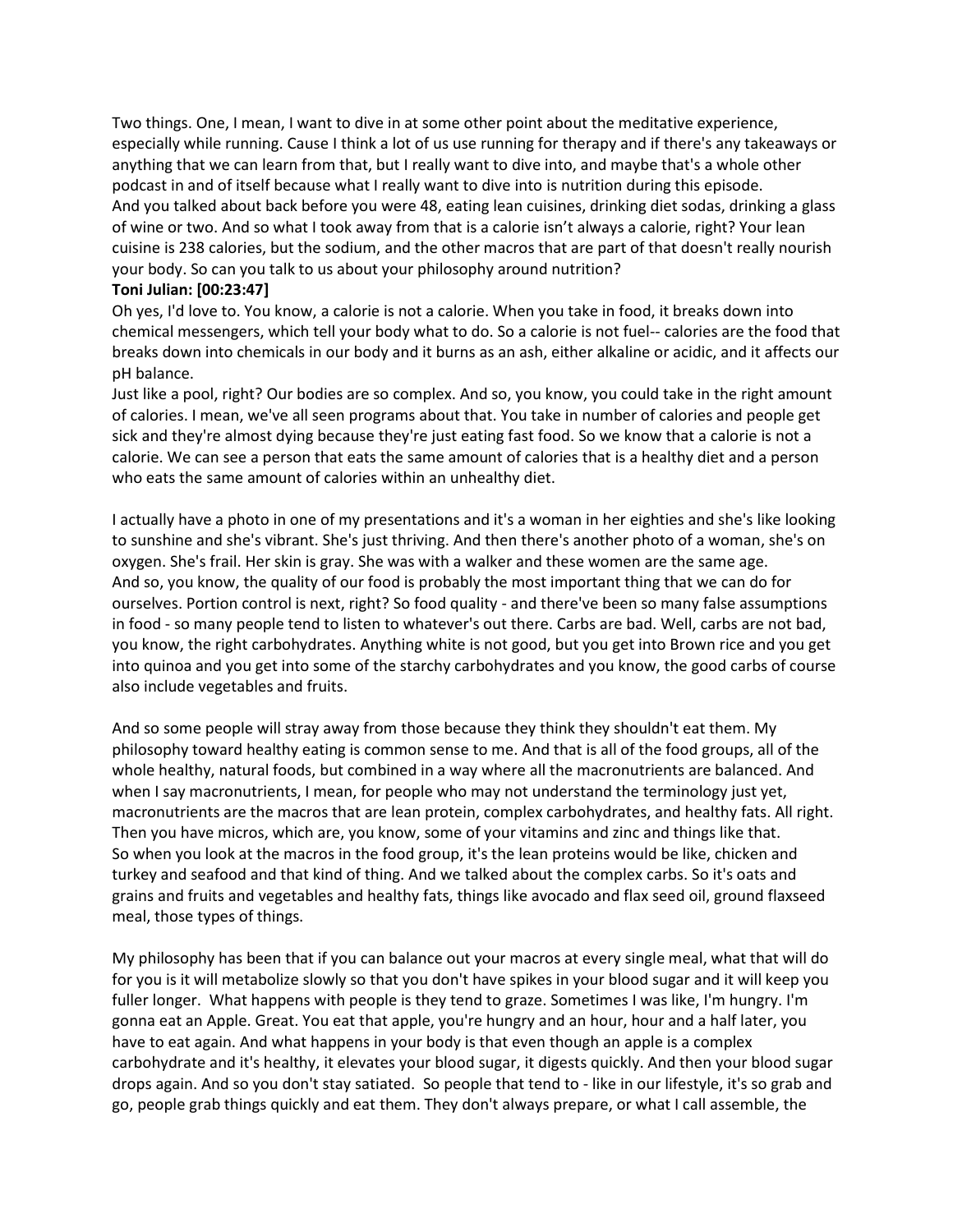Two things. One, I mean, I want to dive in at some other point about the meditative experience, especially while running. Cause I think a lot of us use running for therapy and if there's any takeaways or anything that we can learn from that, but I really want to dive into, and maybe that's a whole other podcast in and of itself because what I really want to dive into is nutrition during this episode.
And you talked about back before you were 48, eating lean cuisines, drinking diet sodas, drinking a glass of wine or two. And so what I took away from that is a calorie isn't always a calorie, right? Your lean cuisine is 238 calories, but the sodium, and the other macros that are part of that doesn't really nourish your body. So can you talk to us about your philosophy around nutrition?

**Toni Julian: [00:23:47]**

Oh yes, I'd love to. You know, a calorie is not a calorie. When you take in food, it breaks down into chemical messengers, which tell your body what to do. So a calorie is not fuel-- calories are the food that breaks down into chemicals in our body and it burns as an ash, either alkaline or acidic, and it affects our pH balance.
Just like a pool, right? Our bodies are so complex. And so, you know, you could take in the right amount of calories. I mean, we've all seen programs about that. You take in number of calories and people get sick and they're almost dying because they're just eating fast food. So we know that a calorie is not a calorie. We can see a person that eats the same amount of calories that is a healthy diet and a person who eats the same amount of calories within an unhealthy diet.

I actually have a photo in one of my presentations and it's a woman in her eighties and she's like looking to sunshine and she's vibrant. She's just thriving. And then there's another photo of a woman, she's on oxygen. She's frail. Her skin is gray. She was with a walker and these women are the same age.
And so, you know, the quality of our food is probably the most important thing that we can do for ourselves. Portion control is next, right? So food quality - and there've been so many false assumptions in food - so many people tend to listen to whatever's out there. Carbs are bad. Well, carbs are not bad, you know, the right carbohydrates. Anything white is not good, but you get into Brown rice and you get into quinoa and you get into some of the starchy carbohydrates and you know, the good carbs of course also include vegetables and fruits.

And so some people will stray away from those because they think they shouldn't eat them. My philosophy toward healthy eating is common sense to me. And that is all of the food groups, all of the whole healthy, natural foods, but combined in a way where all the macronutrients are balanced. And when I say macronutrients, I mean, for people who may not understand the terminology just yet, macronutrients are the macros that are lean protein, complex carbohydrates, and healthy fats. All right. Then you have micros, which are, you know, some of your vitamins and zinc and things like that.
So when you look at the macros in the food group, it's the lean proteins would be like, chicken and turkey and seafood and that kind of thing. And we talked about the complex carbs. So it's oats and grains and fruits and vegetables and healthy fats, things like avocado and flax seed oil, ground flaxseed meal, those types of things.

My philosophy has been that if you can balance out your macros at every single meal, what that will do for you is it will metabolize slowly so that you don't have spikes in your blood sugar and it will keep you fuller longer. What happens with people is they tend to graze. Sometimes I was like, I'm hungry. I'm gonna eat an Apple. Great. You eat that apple, you're hungry and an hour, hour and a half later, you have to eat again. And what happens in your body is that even though an apple is a complex carbohydrate and it's healthy, it elevates your blood sugar, it digests quickly. And then your blood sugar drops again. And so you don't stay satiated. So people that tend to - like in our lifestyle, it's so grab and go, people grab things quickly and eat them. They don't always prepare, or what I call assemble, the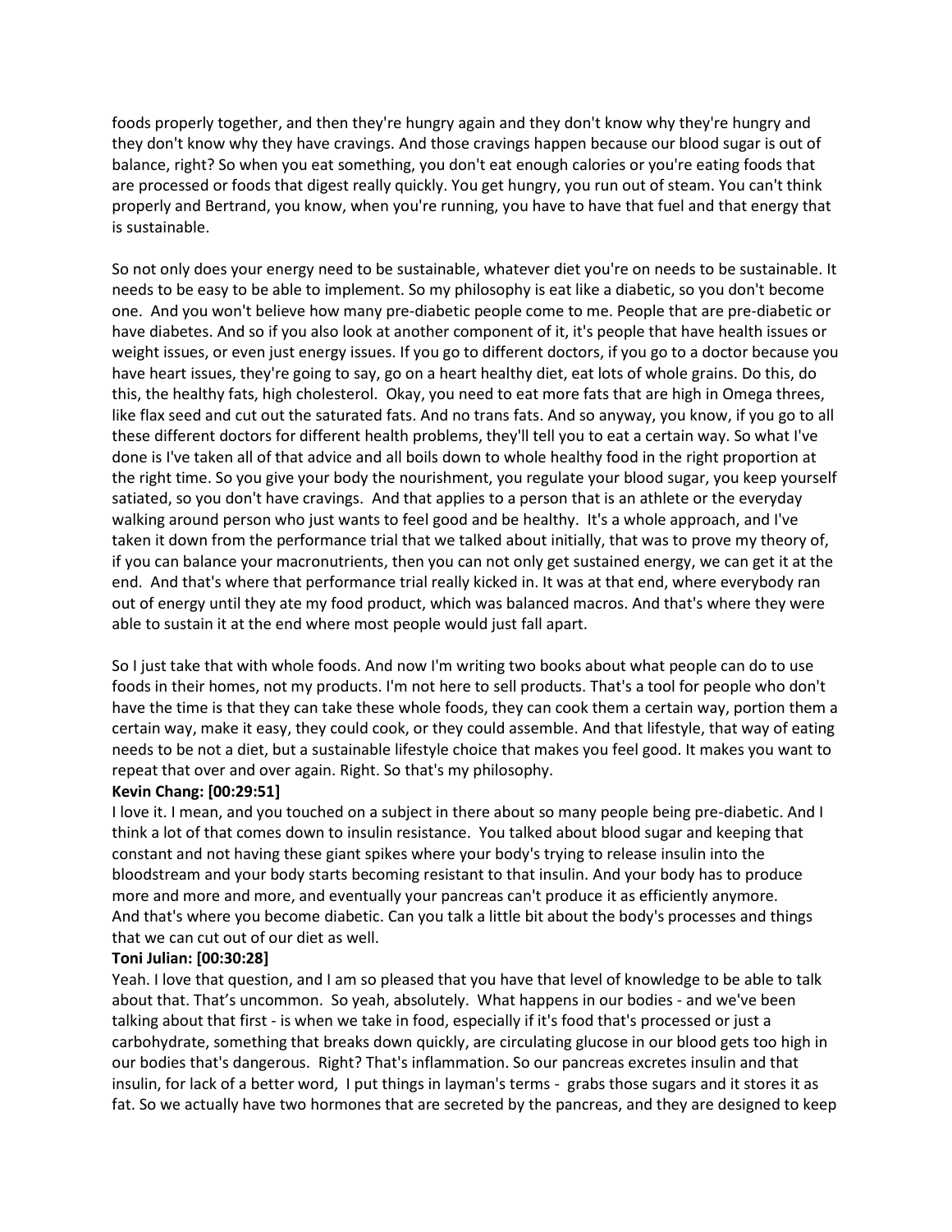foods properly together, and then they're hungry again and they don't know why they're hungry and they don't know why they have cravings. And those cravings happen because our blood sugar is out of balance, right? So when you eat something, you don't eat enough calories or you're eating foods that are processed or foods that digest really quickly. You get hungry, you run out of steam. You can't think properly and Bertrand, you know, when you're running, you have to have that fuel and that energy that is sustainable.

So not only does your energy need to be sustainable, whatever diet you're on needs to be sustainable. It needs to be easy to be able to implement. So my philosophy is eat like a diabetic, so you don't become one. And you won't believe how many pre-diabetic people come to me. People that are pre-diabetic or have diabetes. And so if you also look at another component of it, it's people that have health issues or weight issues, or even just energy issues. If you go to different doctors, if you go to a doctor because you have heart issues, they're going to say, go on a heart healthy diet, eat lots of whole grains. Do this, do this, the healthy fats, high cholesterol. Okay, you need to eat more fats that are high in Omega threes, like flax seed and cut out the saturated fats. And no trans fats. And so anyway, you know, if you go to all these different doctors for different health problems, they'll tell you to eat a certain way. So what I've done is I've taken all of that advice and all boils down to whole healthy food in the right proportion at the right time. So you give your body the nourishment, you regulate your blood sugar, you keep yourself satiated, so you don't have cravings. And that applies to a person that is an athlete or the everyday walking around person who just wants to feel good and be healthy. It's a whole approach, and I've taken it down from the performance trial that we talked about initially, that was to prove my theory of, if you can balance your macronutrients, then you can not only get sustained energy, we can get it at the end. And that's where that performance trial really kicked in. It was at that end, where everybody ran out of energy until they ate my food product, which was balanced macros. And that's where they were able to sustain it at the end where most people would just fall apart.

So I just take that with whole foods. And now I'm writing two books about what people can do to use foods in their homes, not my products. I'm not here to sell products. That's a tool for people who don't have the time is that they can take these whole foods, they can cook them a certain way, portion them a certain way, make it easy, they could cook, or they could assemble. And that lifestyle, that way of eating needs to be not a diet, but a sustainable lifestyle choice that makes you feel good. It makes you want to repeat that over and over again. Right. So that's my philosophy.

**Kevin Chang: [00:29:51]**

I love it. I mean, and you touched on a subject in there about so many people being pre-diabetic. And I think a lot of that comes down to insulin resistance. You talked about blood sugar and keeping that constant and not having these giant spikes where your body's trying to release insulin into the bloodstream and your body starts becoming resistant to that insulin. And your body has to produce more and more and more, and eventually your pancreas can't produce it as efficiently anymore. And that's where you become diabetic. Can you talk a little bit about the body's processes and things that we can cut out of our diet as well.

**Toni Julian: [00:30:28]**

Yeah. I love that question, and I am so pleased that you have that level of knowledge to be able to talk about that. That's uncommon. So yeah, absolutely. What happens in our bodies - and we've been talking about that first - is when we take in food, especially if it's food that's processed or just a carbohydrate, something that breaks down quickly, are circulating glucose in our blood gets too high in our bodies that's dangerous. Right? That's inflammation. So our pancreas excretes insulin and that insulin, for lack of a better word, I put things in layman's terms - grabs those sugars and it stores it as fat. So we actually have two hormones that are secreted by the pancreas, and they are designed to keep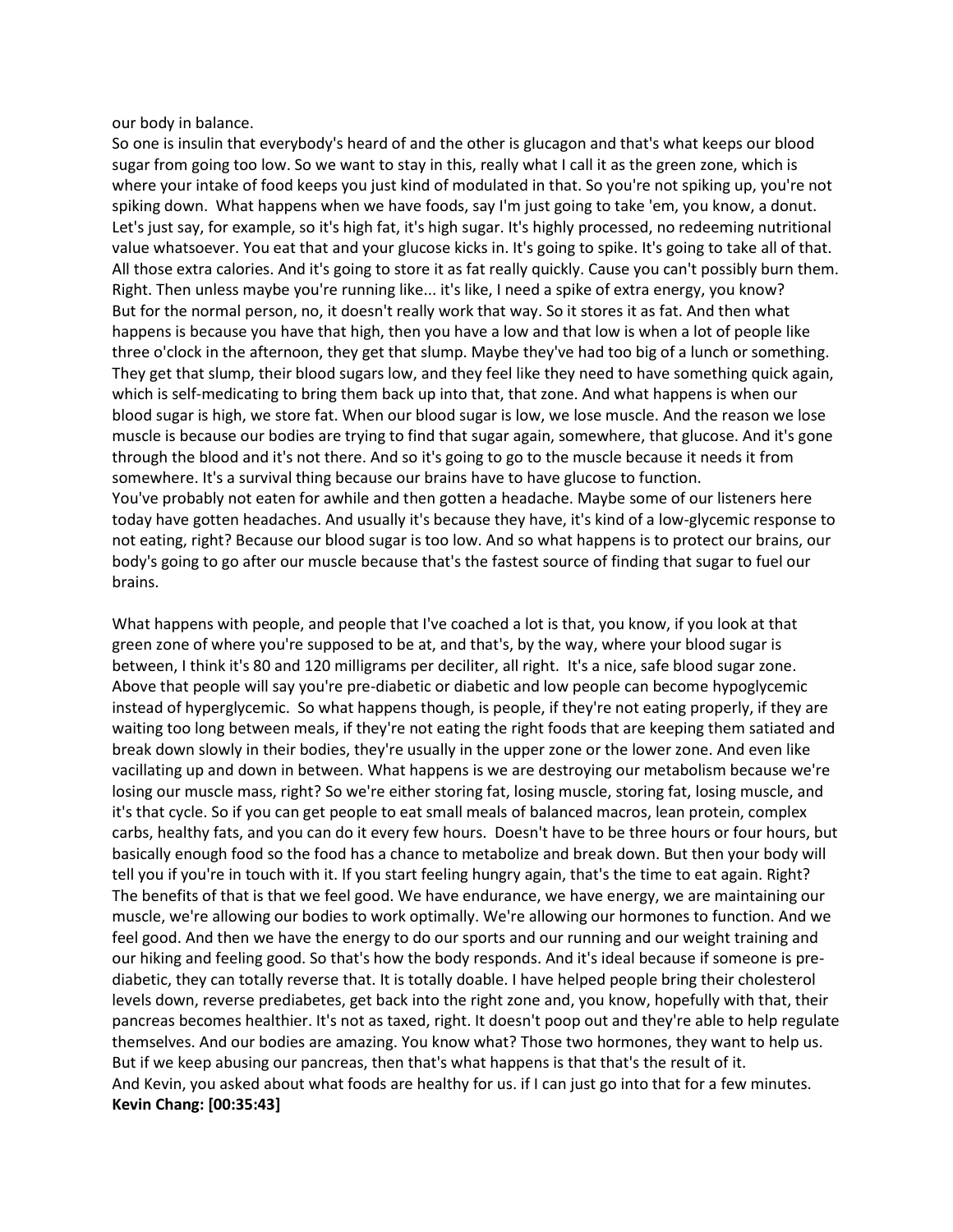our body in balance.

So one is insulin that everybody's heard of and the other is glucagon and that's what keeps our blood sugar from going too low. So we want to stay in this, really what I call it as the green zone, which is where your intake of food keeps you just kind of modulated in that. So you're not spiking up, you're not spiking down. What happens when we have foods, say I'm just going to take 'em, you know, a donut. Let's just say, for example, so it's high fat, it's high sugar. It's highly processed, no redeeming nutritional value whatsoever. You eat that and your glucose kicks in. It's going to spike. It's going to take all of that. All those extra calories. And it's going to store it as fat really quickly. Cause you can't possibly burn them. Right. Then unless maybe you're running like... it's like, I need a spike of extra energy, you know? But for the normal person, no, it doesn't really work that way. So it stores it as fat. And then what happens is because you have that high, then you have a low and that low is when a lot of people like three o'clock in the afternoon, they get that slump. Maybe they've had too big of a lunch or something. They get that slump, their blood sugars low, and they feel like they need to have something quick again, which is self-medicating to bring them back up into that, that zone. And what happens is when our blood sugar is high, we store fat. When our blood sugar is low, we lose muscle. And the reason we lose muscle is because our bodies are trying to find that sugar again, somewhere, that glucose. And it's gone through the blood and it's not there. And so it's going to go to the muscle because it needs it from somewhere. It's a survival thing because our brains have to have glucose to function.

You've probably not eaten for awhile and then gotten a headache. Maybe some of our listeners here today have gotten headaches. And usually it's because they have, it's kind of a low-glycemic response to not eating, right? Because our blood sugar is too low. And so what happens is to protect our brains, our body's going to go after our muscle because that's the fastest source of finding that sugar to fuel our brains.

What happens with people, and people that I've coached a lot is that, you know, if you look at that green zone of where you're supposed to be at, and that's, by the way, where your blood sugar is between, I think it's 80 and 120 milligrams per deciliter, all right. It's a nice, safe blood sugar zone. Above that people will say you're pre-diabetic or diabetic and low people can become hypoglycemic instead of hyperglycemic. So what happens though, is people, if they're not eating properly, if they are waiting too long between meals, if they're not eating the right foods that are keeping them satiated and break down slowly in their bodies, they're usually in the upper zone or the lower zone. And even like vacillating up and down in between. What happens is we are destroying our metabolism because we're losing our muscle mass, right? So we're either storing fat, losing muscle, storing fat, losing muscle, and it's that cycle. So if you can get people to eat small meals of balanced macros, lean protein, complex carbs, healthy fats, and you can do it every few hours. Doesn't have to be three hours or four hours, but basically enough food so the food has a chance to metabolize and break down. But then your body will tell you if you're in touch with it. If you start feeling hungry again, that's the time to eat again. Right? The benefits of that is that we feel good. We have endurance, we have energy, we are maintaining our muscle, we're allowing our bodies to work optimally. We're allowing our hormones to function. And we feel good. And then we have the energy to do our sports and our running and our weight training and our hiking and feeling good. So that's how the body responds. And it's ideal because if someone is pre-diabetic, they can totally reverse that. It is totally doable. I have helped people bring their cholesterol levels down, reverse prediabetes, get back into the right zone and, you know, hopefully with that, their pancreas becomes healthier. It's not as taxed, right. It doesn't poop out and they're able to help regulate themselves. And our bodies are amazing. You know what? Those two hormones, they want to help us. But if we keep abusing our pancreas, then that's what happens is that that's the result of it.

And Kevin, you asked about what foods are healthy for us. if I can just go into that for a few minutes.

**Kevin Chang: [00:35:43]**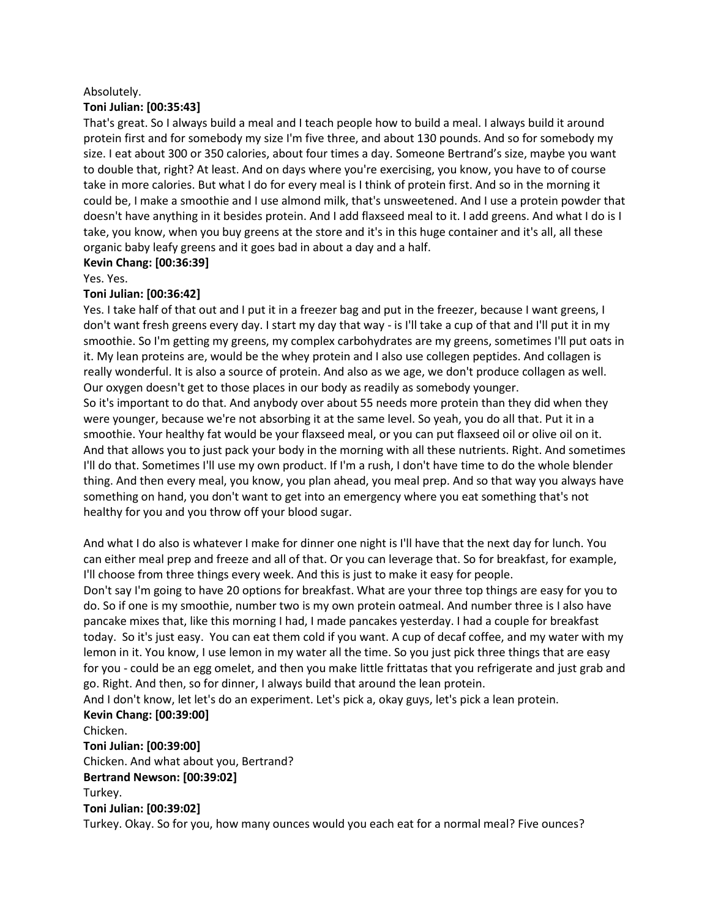Absolutely.

**Toni Julian: [00:35:43]**

That's great. So I always build a meal and I teach people how to build a meal. I always build it around protein first and for somebody my size I'm five three, and about 130 pounds. And so for somebody my size. I eat about 300 or 350 calories, about four times a day. Someone Bertrand's size, maybe you want to double that, right? At least. And on days where you're exercising, you know, you have to of course take in more calories. But what I do for every meal is I think of protein first. And so in the morning it could be, I make a smoothie and I use almond milk, that's unsweetened. And I use a protein powder that doesn't have anything in it besides protein. And I add flaxseed meal to it. I add greens. And what I do is I take, you know, when you buy greens at the store and it's in this huge container and it's all, all these organic baby leafy greens and it goes bad in about a day and a half.

**Kevin Chang: [00:36:39]**

Yes. Yes.

**Toni Julian: [00:36:42]**

Yes. I take half of that out and I put it in a freezer bag and put in the freezer, because I want greens, I don't want fresh greens every day. I start my day that way - is I'll take a cup of that and I'll put it in my smoothie. So I'm getting my greens, my complex carbohydrates are my greens, sometimes I'll put oats in it. My lean proteins are, would be the whey protein and I also use collegen peptides. And collagen is really wonderful. It is also a source of protein. And also as we age, we don't produce collagen as well. Our oxygen doesn't get to those places in our body as readily as somebody younger.

So it's important to do that. And anybody over about 55 needs more protein than they did when they were younger, because we're not absorbing it at the same level. So yeah, you do all that. Put it in a smoothie. Your healthy fat would be your flaxseed meal, or you can put flaxseed oil or olive oil on it. And that allows you to just pack your body in the morning with all these nutrients. Right. And sometimes I'll do that. Sometimes I'll use my own product. If I'm a rush, I don't have time to do the whole blender thing. And then every meal, you know, you plan ahead, you meal prep. And so that way you always have something on hand, you don't want to get into an emergency where you eat something that's not healthy for you and you throw off your blood sugar.

And what I do also is whatever I make for dinner one night is I'll have that the next day for lunch. You can either meal prep and freeze and all of that. Or you can leverage that. So for breakfast, for example, I'll choose from three things every week. And this is just to make it easy for people.

Don't say I'm going to have 20 options for breakfast. What are your three top things are easy for you to do. So if one is my smoothie, number two is my own protein oatmeal. And number three is I also have pancake mixes that, like this morning I had, I made pancakes yesterday. I had a couple for breakfast today. So it's just easy. You can eat them cold if you want. A cup of decaf coffee, and my water with my lemon in it. You know, I use lemon in my water all the time. So you just pick three things that are easy for you - could be an egg omelet, and then you make little frittatas that you refrigerate and just grab and go. Right. And then, so for dinner, I always build that around the lean protein.

And I don't know, let let's do an experiment. Let's pick a, okay guys, let's pick a lean protein.

**Kevin Chang: [00:39:00]**

Chicken.

**Toni Julian: [00:39:00]**

Chicken. And what about you, Bertrand?

**Bertrand Newson: [00:39:02]**

Turkey.

**Toni Julian: [00:39:02]**

Turkey. Okay. So for you, how many ounces would you each eat for a normal meal? Five ounces?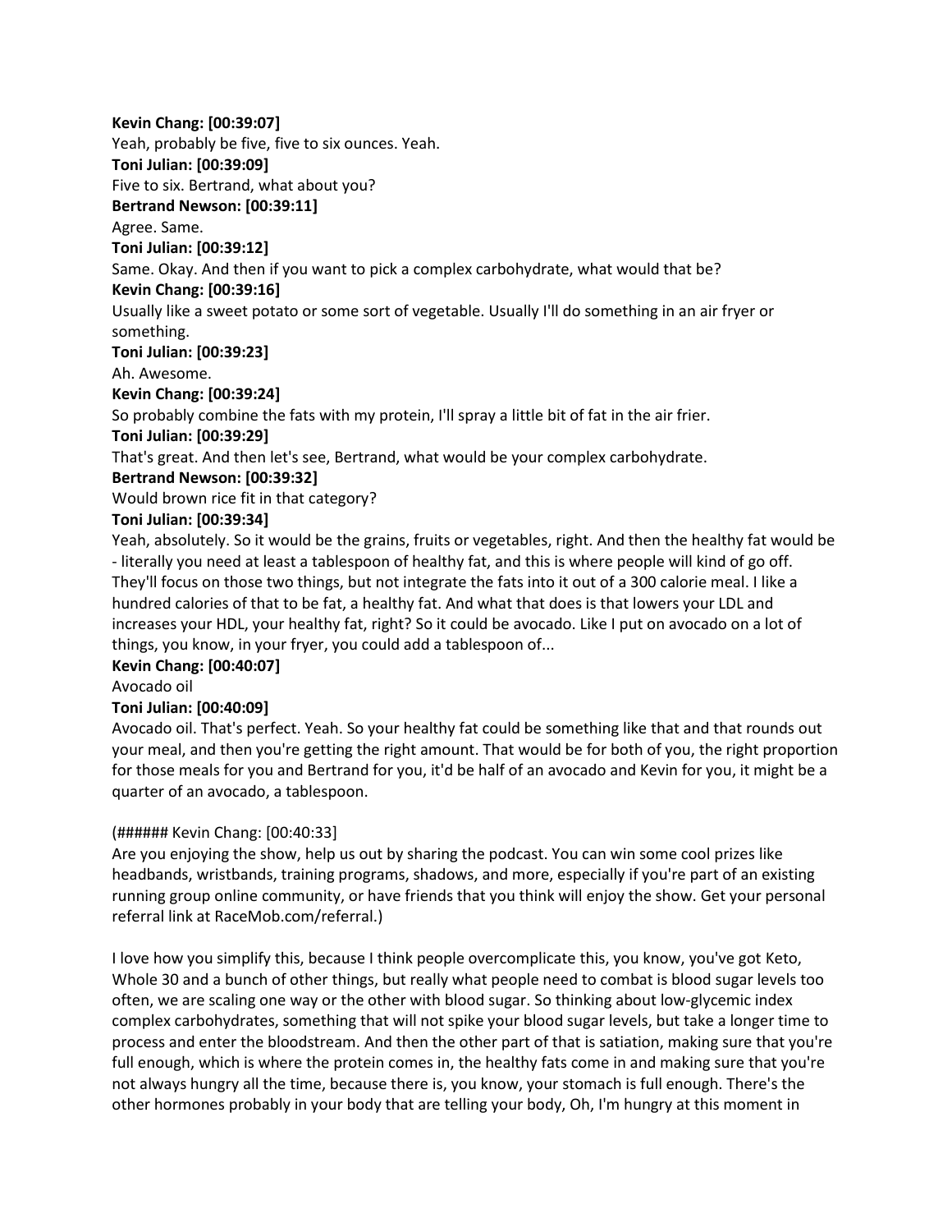**Kevin Chang: [00:39:07]**
Yeah, probably be five, five to six ounces. Yeah.
**Toni Julian: [00:39:09]**
Five to six. Bertrand, what about you?
**Bertrand Newson: [00:39:11]**
Agree. Same.
**Toni Julian: [00:39:12]**
Same. Okay. And then if you want to pick a complex carbohydrate, what would that be?
**Kevin Chang: [00:39:16]**
Usually like a sweet potato or some sort of vegetable. Usually I'll do something in an air fryer or something.
**Toni Julian: [00:39:23]**
Ah. Awesome.
**Kevin Chang: [00:39:24]**
So probably combine the fats with my protein, I'll spray a little bit of fat in the air frier.
**Toni Julian: [00:39:29]**
That's great. And then let's see, Bertrand, what would be your complex carbohydrate.
**Bertrand Newson: [00:39:32]**
Would brown rice fit in that category?
**Toni Julian: [00:39:34]**
Yeah, absolutely. So it would be the grains, fruits or vegetables, right. And then the healthy fat would be - literally you need at least a tablespoon of healthy fat, and this is where people will kind of go off. They'll focus on those two things, but not integrate the fats into it out of a 300 calorie meal. I like a hundred calories of that to be fat, a healthy fat. And what that does is that lowers your LDL and increases your HDL, your healthy fat, right? So it could be avocado. Like I put on avocado on a lot of things, you know, in your fryer, you could add a tablespoon of...
**Kevin Chang: [00:40:07]**
Avocado oil
**Toni Julian: [00:40:09]**
Avocado oil. That's perfect. Yeah. So your healthy fat could be something like that and that rounds out your meal, and then you're getting the right amount. That would be for both of you, the right proportion for those meals for you and Bertrand for you, it'd be half of an avocado and Kevin for you, it might be a quarter of an avocado, a tablespoon.

(###### Kevin Chang: [00:40:33]
Are you enjoying the show, help us out by sharing the podcast. You can win some cool prizes like headbands, wristbands, training programs, shadows, and more, especially if you're part of an existing running group online community, or have friends that you think will enjoy the show. Get your personal referral link at RaceMob.com/referral.)

I love how you simplify this, because I think people overcomplicate this, you know, you've got Keto, Whole 30 and a bunch of other things, but really what people need to combat is blood sugar levels too often, we are scaling one way or the other with blood sugar. So thinking about low-glycemic index complex carbohydrates, something that will not spike your blood sugar levels, but take a longer time to process and enter the bloodstream. And then the other part of that is satiation, making sure that you're full enough, which is where the protein comes in, the healthy fats come in and making sure that you're not always hungry all the time, because there is, you know, your stomach is full enough. There's the other hormones probably in your body that are telling your body, Oh, I'm hungry at this moment in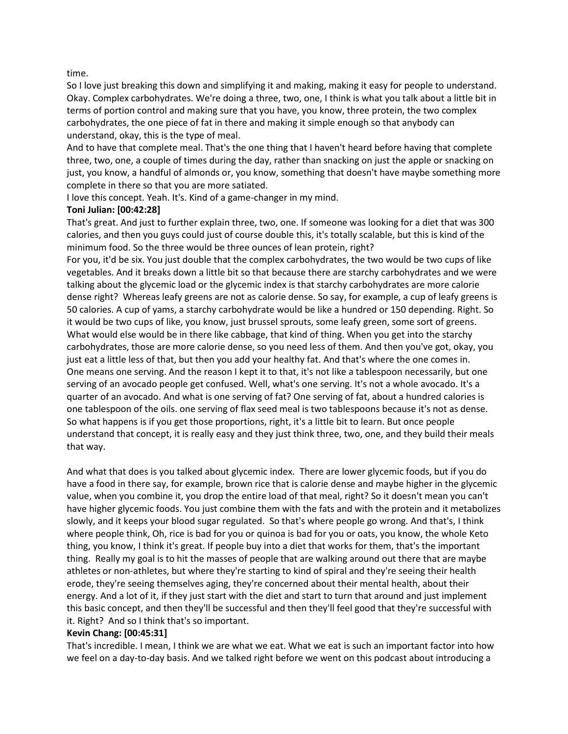time.

So I love just breaking this down and simplifying it and making, making it easy for people to understand. Okay. Complex carbohydrates. We're doing a three, two, one, I think is what you talk about a little bit in terms of portion control and making sure that you have, you know, three protein, the two complex carbohydrates, the one piece of fat in there and making it simple enough so that anybody can understand, okay, this is the type of meal.

And to have that complete meal. That's the one thing that I haven't heard before having that complete three, two, one, a couple of times during the day, rather than snacking on just the apple or snacking on just, you know, a handful of almonds or, you know, something that doesn't have maybe something more complete in there so that you are more satiated.

I love this concept. Yeah. It's. Kind of a game-changer in my mind.

**Toni Julian: [00:42:28]**

That's great. And just to further explain three, two, one. If someone was looking for a diet that was 300 calories, and then you guys could just of course double this, it's totally scalable, but this is kind of the minimum food. So the three would be three ounces of lean protein, right?

For you, it'd be six. You just double that the complex carbohydrates, the two would be two cups of like vegetables. And it breaks down a little bit so that because there are starchy carbohydrates and we were talking about the glycemic load or the glycemic index is that starchy carbohydrates are more calorie dense right? Whereas leafy greens are not as calorie dense. So say, for example, a cup of leafy greens is 50 calories. A cup of yams, a starchy carbohydrate would be like a hundred or 150 depending. Right. So it would be two cups of like, you know, just brussel sprouts, some leafy green, some sort of greens. What would else would be in there like cabbage, that kind of thing. When you get into the starchy carbohydrates, those are more calorie dense, so you need less of them. And then you've got, okay, you just eat a little less of that, but then you add your healthy fat. And that's where the one comes in. One means one serving. And the reason I kept it to that, it's not like a tablespoon necessarily, but one serving of an avocado people get confused. Well, what's one serving. It's not a whole avocado. It's a quarter of an avocado. And what is one serving of fat? One serving of fat, about a hundred calories is one tablespoon of the oils. one serving of flax seed meal is two tablespoons because it's not as dense. So what happens is if you get those proportions, right, it's a little bit to learn. But once people understand that concept, it is really easy and they just think three, two, one, and they build their meals that way.

And what that does is you talked about glycemic index. There are lower glycemic foods, but if you do have a food in there say, for example, brown rice that is calorie dense and maybe higher in the glycemic value, when you combine it, you drop the entire load of that meal, right? So it doesn't mean you can't have higher glycemic foods. You just combine them with the fats and with the protein and it metabolizes slowly, and it keeps your blood sugar regulated. So that's where people go wrong. And that's, I think where people think, Oh, rice is bad for you or quinoa is bad for you or oats, you know, the whole Keto thing, you know, I think it's great. If people buy into a diet that works for them, that's the important thing. Really my goal is to hit the masses of people that are walking around out there that are maybe athletes or non-athletes, but where they're starting to kind of spiral and they're seeing their health erode, they're seeing themselves aging, they're concerned about their mental health, about their energy. And a lot of it, if they just start with the diet and start to turn that around and just implement this basic concept, and then they'll be successful and then they'll feel good that they're successful with it. Right? And so I think that that's so important.

**Kevin Chang: [00:45:31]**

That's incredible. I mean, I think we are what we eat. What we eat is such an important factor into how we feel on a day-to-day basis. And we talked right before we went on this podcast about introducing a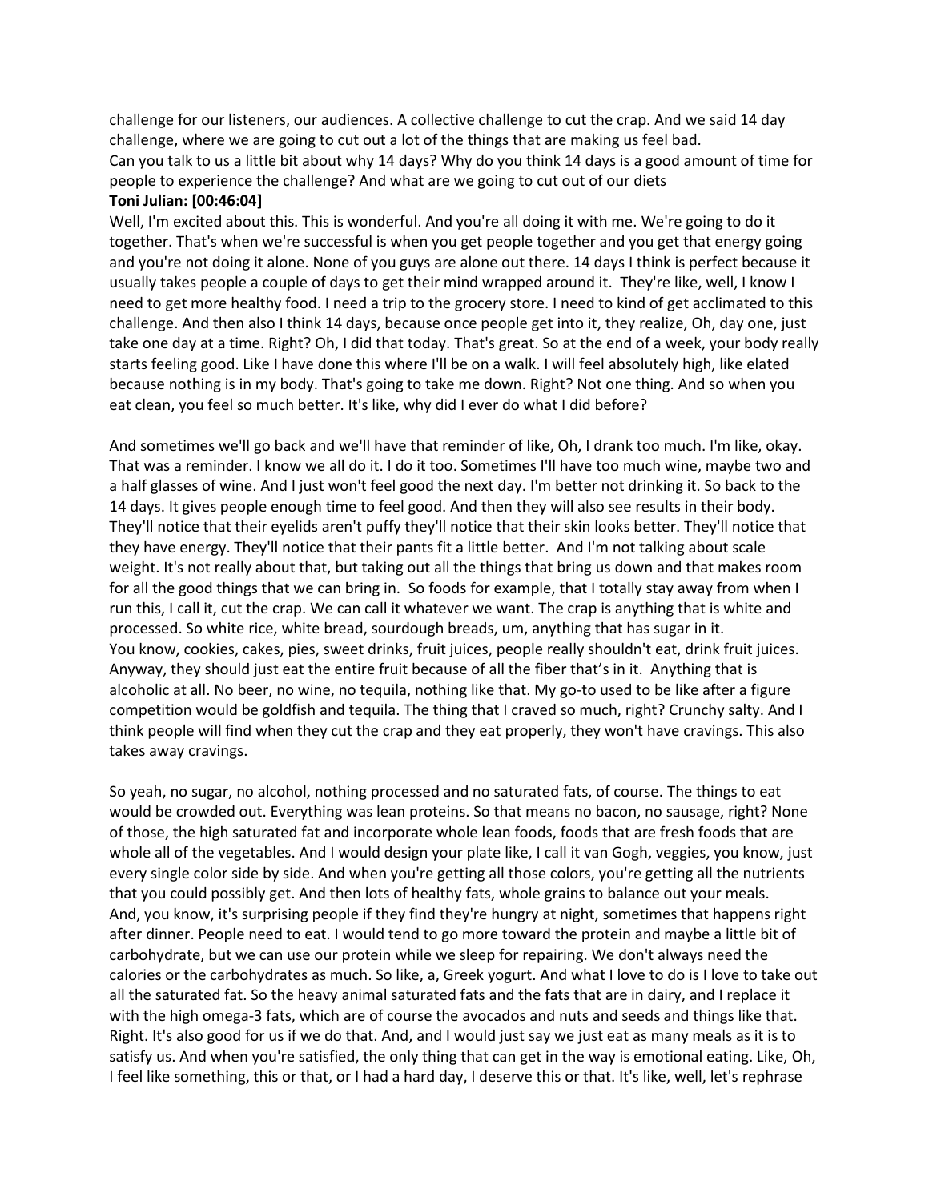challenge for our listeners, our audiences. A collective challenge to cut the crap. And we said 14 day challenge, where we are going to cut out a lot of the things that are making us feel bad.
Can you talk to us a little bit about why 14 days? Why do you think 14 days is a good amount of time for people to experience the challenge? And what are we going to cut out of our diets

**Toni Julian: [00:46:04]**

Well, I'm excited about this. This is wonderful. And you're all doing it with me. We're going to do it together. That's when we're successful is when you get people together and you get that energy going and you're not doing it alone. None of you guys are alone out there. 14 days I think is perfect because it usually takes people a couple of days to get their mind wrapped around it. They're like, well, I know I need to get more healthy food. I need a trip to the grocery store. I need to kind of get acclimated to this challenge. And then also I think 14 days, because once people get into it, they realize, Oh, day one, just take one day at a time. Right? Oh, I did that today. That's great. So at the end of a week, your body really starts feeling good. Like I have done this where I'll be on a walk. I will feel absolutely high, like elated because nothing is in my body. That's going to take me down. Right? Not one thing. And so when you eat clean, you feel so much better. It's like, why did I ever do what I did before?

And sometimes we'll go back and we'll have that reminder of like, Oh, I drank too much. I'm like, okay. That was a reminder. I know we all do it. I do it too. Sometimes I'll have too much wine, maybe two and a half glasses of wine. And I just won't feel good the next day. I'm better not drinking it. So back to the 14 days. It gives people enough time to feel good. And then they will also see results in their body. They'll notice that their eyelids aren't puffy they'll notice that their skin looks better. They'll notice that they have energy. They'll notice that their pants fit a little better. And I'm not talking about scale weight. It's not really about that, but taking out all the things that bring us down and that makes room for all the good things that we can bring in. So foods for example, that I totally stay away from when I run this, I call it, cut the crap. We can call it whatever we want. The crap is anything that is white and processed. So white rice, white bread, sourdough breads, um, anything that has sugar in it.
You know, cookies, cakes, pies, sweet drinks, fruit juices, people really shouldn't eat, drink fruit juices. Anyway, they should just eat the entire fruit because of all the fiber that's in it. Anything that is alcoholic at all. No beer, no wine, no tequila, nothing like that. My go-to used to be like after a figure competition would be goldfish and tequila. The thing that I craved so much, right? Crunchy salty. And I think people will find when they cut the crap and they eat properly, they won't have cravings. This also takes away cravings.

So yeah, no sugar, no alcohol, nothing processed and no saturated fats, of course. The things to eat would be crowded out. Everything was lean proteins. So that means no bacon, no sausage, right? None of those, the high saturated fat and incorporate whole lean foods, foods that are fresh foods that are whole all of the vegetables. And I would design your plate like, I call it van Gogh, veggies, you know, just every single color side by side. And when you're getting all those colors, you're getting all the nutrients that you could possibly get. And then lots of healthy fats, whole grains to balance out your meals.
And, you know, it's surprising people if they find they're hungry at night, sometimes that happens right after dinner. People need to eat. I would tend to go more toward the protein and maybe a little bit of carbohydrate, but we can use our protein while we sleep for repairing. We don't always need the calories or the carbohydrates as much. So like, a, Greek yogurt. And what I love to do is I love to take out all the saturated fat. So the heavy animal saturated fats and the fats that are in dairy, and I replace it with the high omega-3 fats, which are of course the avocados and nuts and seeds and things like that. Right. It's also good for us if we do that. And, and I would just say we just eat as many meals as it is to satisfy us. And when you're satisfied, the only thing that can get in the way is emotional eating. Like, Oh, I feel like something, this or that, or I had a hard day, I deserve this or that. It's like, well, let's rephrase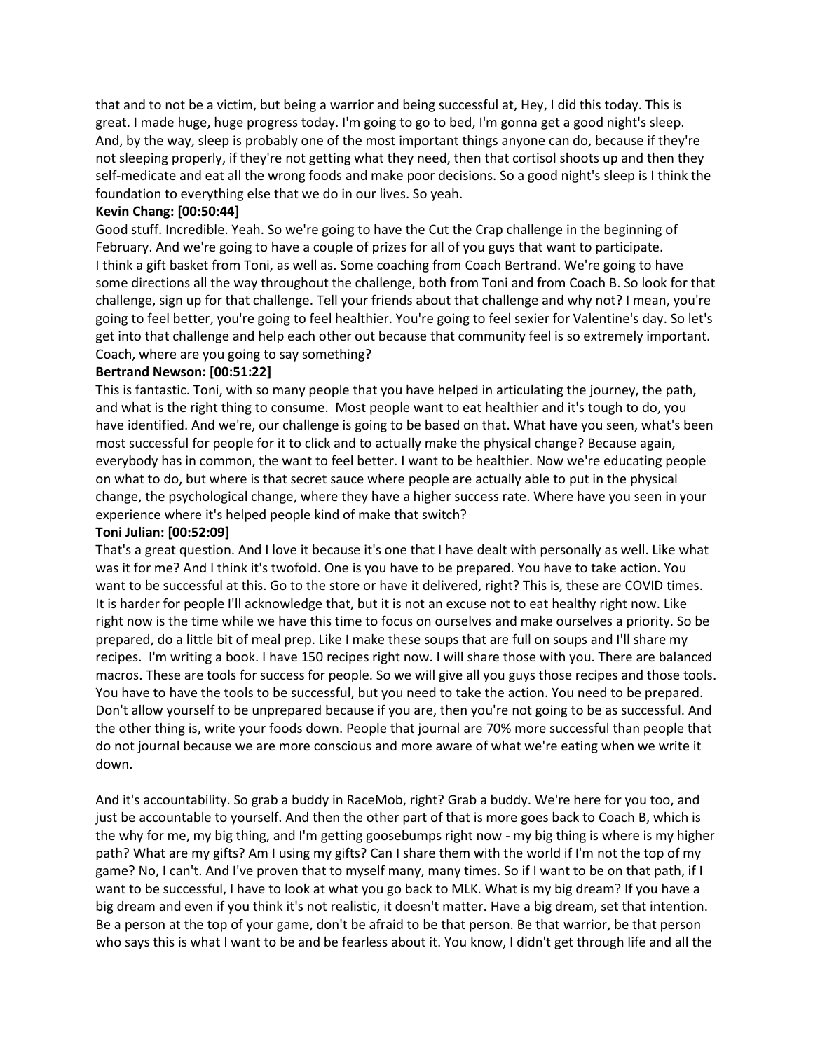that and to not be a victim, but being a warrior and being successful at, Hey, I did this today. This is great. I made huge, huge progress today. I'm going to go to bed, I'm gonna get a good night's sleep. And, by the way, sleep is probably one of the most important things anyone can do, because if they're not sleeping properly, if they're not getting what they need, then that cortisol shoots up and then they self-medicate and eat all the wrong foods and make poor decisions. So a good night's sleep is I think the foundation to everything else that we do in our lives. So yeah.

**Kevin Chang: [00:50:44]**

Good stuff. Incredible. Yeah. So we're going to have the Cut the Crap challenge in the beginning of February. And we're going to have a couple of prizes for all of you guys that want to participate. I think a gift basket from Toni, as well as. Some coaching from Coach Bertrand. We're going to have some directions all the way throughout the challenge, both from Toni and from Coach B. So look for that challenge, sign up for that challenge. Tell your friends about that challenge and why not? I mean, you're going to feel better, you're going to feel healthier. You're going to feel sexier for Valentine's day. So let's get into that challenge and help each other out because that community feel is so extremely important. Coach, where are you going to say something?

**Bertrand Newson: [00:51:22]**

This is fantastic. Toni, with so many people that you have helped in articulating the journey, the path, and what is the right thing to consume. Most people want to eat healthier and it's tough to do, you have identified. And we're, our challenge is going to be based on that. What have you seen, what's been most successful for people for it to click and to actually make the physical change? Because again, everybody has in common, the want to feel better. I want to be healthier. Now we're educating people on what to do, but where is that secret sauce where people are actually able to put in the physical change, the psychological change, where they have a higher success rate. Where have you seen in your experience where it's helped people kind of make that switch?

**Toni Julian: [00:52:09]**

That's a great question. And I love it because it's one that I have dealt with personally as well. Like what was it for me? And I think it's twofold. One is you have to be prepared. You have to take action. You want to be successful at this. Go to the store or have it delivered, right? This is, these are COVID times. It is harder for people I'll acknowledge that, but it is not an excuse not to eat healthy right now. Like right now is the time while we have this time to focus on ourselves and make ourselves a priority. So be prepared, do a little bit of meal prep. Like I make these soups that are full on soups and I'll share my recipes. I'm writing a book. I have 150 recipes right now. I will share those with you. There are balanced macros. These are tools for success for people. So we will give all you guys those recipes and those tools. You have to have the tools to be successful, but you need to take the action. You need to be prepared. Don't allow yourself to be unprepared because if you are, then you're not going to be as successful. And the other thing is, write your foods down. People that journal are 70% more successful than people that do not journal because we are more conscious and more aware of what we're eating when we write it down.

And it's accountability. So grab a buddy in RaceMob, right? Grab a buddy. We're here for you too, and just be accountable to yourself. And then the other part of that is more goes back to Coach B, which is the why for me, my big thing, and I'm getting goosebumps right now - my big thing is where is my higher path? What are my gifts? Am I using my gifts? Can I share them with the world if I'm not the top of my game? No, I can't. And I've proven that to myself many, many times. So if I want to be on that path, if I want to be successful, I have to look at what you go back to MLK. What is my big dream? If you have a big dream and even if you think it's not realistic, it doesn't matter. Have a big dream, set that intention. Be a person at the top of your game, don't be afraid to be that person. Be that warrior, be that person who says this is what I want to be and be fearless about it. You know, I didn't get through life and all the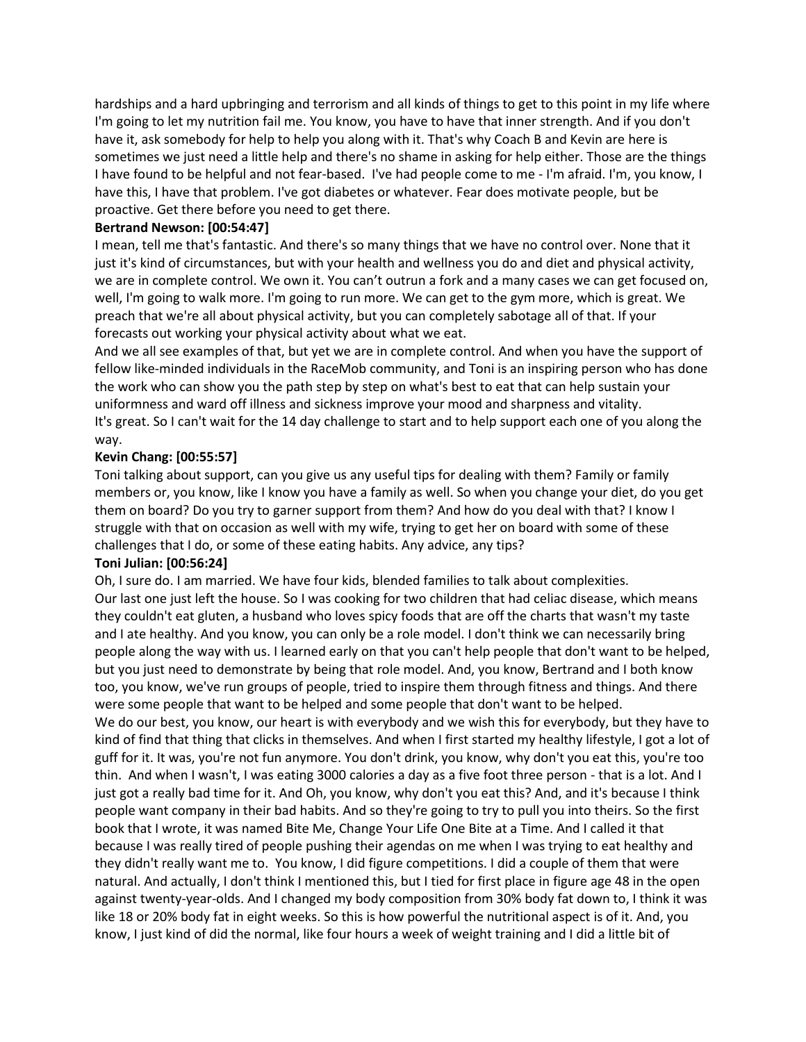hardships and a hard upbringing and terrorism and all kinds of things to get to this point in my life where I'm going to let my nutrition fail me. You know, you have to have that inner strength. And if you don't have it, ask somebody for help to help you along with it. That's why Coach B and Kevin are here is sometimes we just need a little help and there's no shame in asking for help either. Those are the things I have found to be helpful and not fear-based. I've had people come to me - I'm afraid. I'm, you know, I have this, I have that problem. I've got diabetes or whatever. Fear does motivate people, but be proactive. Get there before you need to get there.

**Bertrand Newson: [00:54:47]**

I mean, tell me that's fantastic. And there's so many things that we have no control over. None that it just it's kind of circumstances, but with your health and wellness you do and diet and physical activity, we are in complete control. We own it. You can't outrun a fork and a many cases we can get focused on, well, I'm going to walk more. I'm going to run more. We can get to the gym more, which is great. We preach that we're all about physical activity, but you can completely sabotage all of that. If your forecasts out working your physical activity about what we eat.

And we all see examples of that, but yet we are in complete control. And when you have the support of fellow like-minded individuals in the RaceMob community, and Toni is an inspiring person who has done the work who can show you the path step by step on what's best to eat that can help sustain your uniformness and ward off illness and sickness improve your mood and sharpness and vitality.

It's great. So I can't wait for the 14 day challenge to start and to help support each one of you along the way.

**Kevin Chang: [00:55:57]**

Toni talking about support, can you give us any useful tips for dealing with them? Family or family members or, you know, like I know you have a family as well. So when you change your diet, do you get them on board? Do you try to garner support from them? And how do you deal with that? I know I struggle with that on occasion as well with my wife, trying to get her on board with some of these challenges that I do, or some of these eating habits. Any advice, any tips?

**Toni Julian: [00:56:24]**

Oh, I sure do. I am married. We have four kids, blended families to talk about complexities.

Our last one just left the house. So I was cooking for two children that had celiac disease, which means they couldn't eat gluten, a husband who loves spicy foods that are off the charts that wasn't my taste and I ate healthy. And you know, you can only be a role model. I don't think we can necessarily bring people along the way with us. I learned early on that you can't help people that don't want to be helped, but you just need to demonstrate by being that role model. And, you know, Bertrand and I both know too, you know, we've run groups of people, tried to inspire them through fitness and things. And there were some people that want to be helped and some people that don't want to be helped.

We do our best, you know, our heart is with everybody and we wish this for everybody, but they have to kind of find that thing that clicks in themselves. And when I first started my healthy lifestyle, I got a lot of guff for it. It was, you're not fun anymore. You don't drink, you know, why don't you eat this, you're too thin. And when I wasn't, I was eating 3000 calories a day as a five foot three person - that is a lot. And I just got a really bad time for it. And Oh, you know, why don't you eat this? And, and it's because I think people want company in their bad habits. And so they're going to try to pull you into theirs. So the first book that I wrote, it was named Bite Me, Change Your Life One Bite at a Time. And I called it that because I was really tired of people pushing their agendas on me when I was trying to eat healthy and they didn't really want me to. You know, I did figure competitions. I did a couple of them that were natural. And actually, I don't think I mentioned this, but I tied for first place in figure age 48 in the open against twenty-year-olds. And I changed my body composition from 30% body fat down to, I think it was like 18 or 20% body fat in eight weeks. So this is how powerful the nutritional aspect is of it. And, you know, I just kind of did the normal, like four hours a week of weight training and I did a little bit of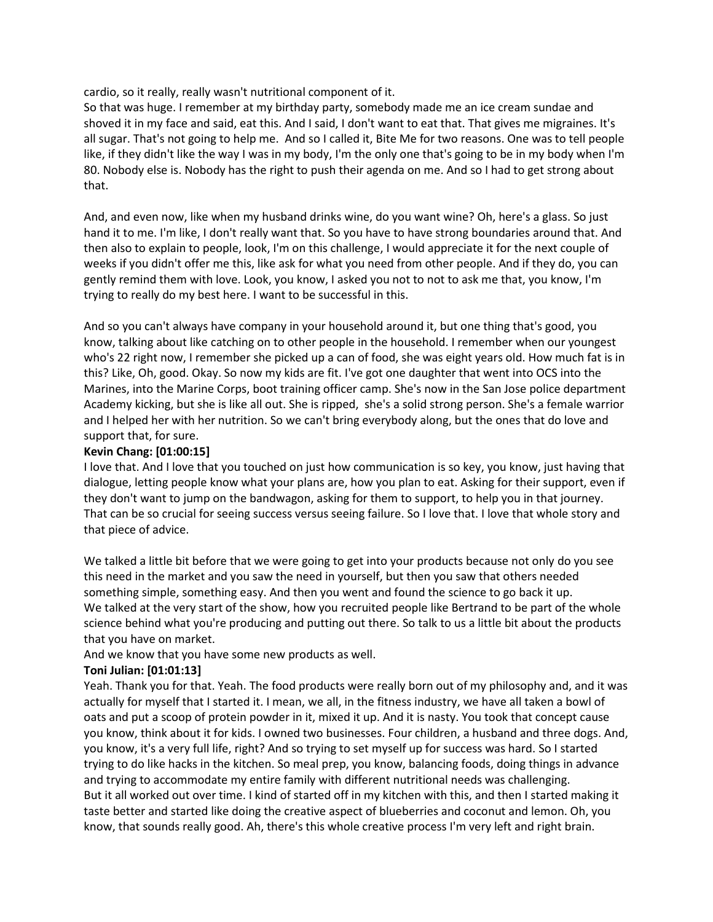cardio, so it really, really wasn't nutritional component of it.

So that was huge. I remember at my birthday party, somebody made me an ice cream sundae and shoved it in my face and said, eat this. And I said, I don't want to eat that. That gives me migraines. It's all sugar. That's not going to help me. And so I called it, Bite Me for two reasons. One was to tell people like, if they didn't like the way I was in my body, I'm the only one that's going to be in my body when I'm 80. Nobody else is. Nobody has the right to push their agenda on me. And so I had to get strong about that.

And, and even now, like when my husband drinks wine, do you want wine? Oh, here's a glass. So just hand it to me. I'm like, I don't really want that. So you have to have strong boundaries around that. And then also to explain to people, look, I'm on this challenge, I would appreciate it for the next couple of weeks if you didn't offer me this, like ask for what you need from other people. And if they do, you can gently remind them with love. Look, you know, I asked you not to not to ask me that, you know, I'm trying to really do my best here. I want to be successful in this.

And so you can't always have company in your household around it, but one thing that's good, you know, talking about like catching on to other people in the household. I remember when our youngest who's 22 right now, I remember she picked up a can of food, she was eight years old. How much fat is in this? Like, Oh, good. Okay. So now my kids are fit. I've got one daughter that went into OCS into the Marines, into the Marine Corps, boot training officer camp. She's now in the San Jose police department Academy kicking, but she is like all out. She is ripped, she's a solid strong person. She's a female warrior and I helped her with her nutrition. So we can't bring everybody along, but the ones that do love and support that, for sure.

**Kevin Chang: [01:00:15]**

I love that. And I love that you touched on just how communication is so key, you know, just having that dialogue, letting people know what your plans are, how you plan to eat. Asking for their support, even if they don't want to jump on the bandwagon, asking for them to support, to help you in that journey. That can be so crucial for seeing success versus seeing failure. So I love that. I love that whole story and that piece of advice.

We talked a little bit before that we were going to get into your products because not only do you see this need in the market and you saw the need in yourself, but then you saw that others needed something simple, something easy. And then you went and found the science to go back it up.
We talked at the very start of the show, how you recruited people like Bertrand to be part of the whole science behind what you're producing and putting out there. So talk to us a little bit about the products that you have on market.
And we know that you have some new products as well.

**Toni Julian: [01:01:13]**

Yeah. Thank you for that. Yeah. The food products were really born out of my philosophy and, and it was actually for myself that I started it. I mean, we all, in the fitness industry, we have all taken a bowl of oats and put a scoop of protein powder in it, mixed it up. And it is nasty. You took that concept cause you know, think about it for kids. I owned two businesses. Four children, a husband and three dogs. And, you know, it's a very full life, right? And so trying to set myself up for success was hard. So I started trying to do like hacks in the kitchen. So meal prep, you know, balancing foods, doing things in advance and trying to accommodate my entire family with different nutritional needs was challenging.
But it all worked out over time. I kind of started off in my kitchen with this, and then I started making it taste better and started like doing the creative aspect of blueberries and coconut and lemon. Oh, you know, that sounds really good. Ah, there's this whole creative process I'm very left and right brain.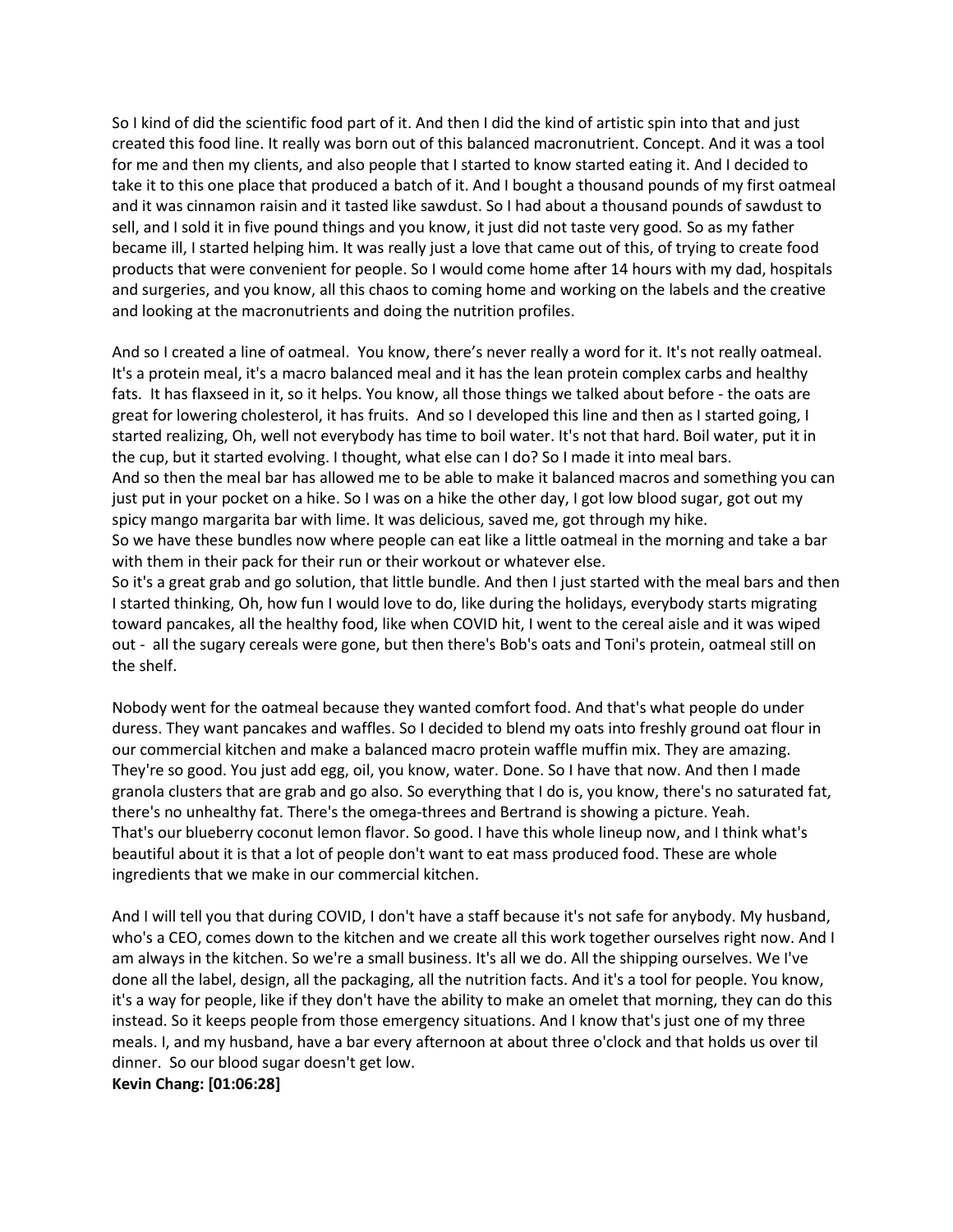So I kind of did the scientific food part of it. And then I did the kind of artistic spin into that and just created this food line. It really was born out of this balanced macronutrient. Concept. And it was a tool for me and then my clients, and also people that I started to know started eating it. And I decided to take it to this one place that produced a batch of it. And I bought a thousand pounds of my first oatmeal and it was cinnamon raisin and it tasted like sawdust. So I had about a thousand pounds of sawdust to sell, and I sold it in five pound things and you know, it just did not taste very good. So as my father became ill, I started helping him. It was really just a love that came out of this, of trying to create food products that were convenient for people. So I would come home after 14 hours with my dad, hospitals and surgeries, and you know, all this chaos to coming home and working on the labels and the creative and looking at the macronutrients and doing the nutrition profiles.

And so I created a line of oatmeal. You know, there's never really a word for it. It's not really oatmeal. It's a protein meal, it's a macro balanced meal and it has the lean protein complex carbs and healthy fats. It has flaxseed in it, so it helps. You know, all those things we talked about before - the oats are great for lowering cholesterol, it has fruits. And so I developed this line and then as I started going, I started realizing, Oh, well not everybody has time to boil water. It's not that hard. Boil water, put it in the cup, but it started evolving. I thought, what else can I do? So I made it into meal bars.
And so then the meal bar has allowed me to be able to make it balanced macros and something you can just put in your pocket on a hike. So I was on a hike the other day, I got low blood sugar, got out my spicy mango margarita bar with lime. It was delicious, saved me, got through my hike.
So we have these bundles now where people can eat like a little oatmeal in the morning and take a bar with them in their pack for their run or their workout or whatever else.
So it's a great grab and go solution, that little bundle. And then I just started with the meal bars and then I started thinking, Oh, how fun I would love to do, like during the holidays, everybody starts migrating toward pancakes, all the healthy food, like when COVID hit, I went to the cereal aisle and it was wiped out - all the sugary cereals were gone, but then there's Bob's oats and Toni's protein, oatmeal still on the shelf.

Nobody went for the oatmeal because they wanted comfort food. And that's what people do under duress. They want pancakes and waffles. So I decided to blend my oats into freshly ground oat flour in our commercial kitchen and make a balanced macro protein waffle muffin mix. They are amazing. They're so good. You just add egg, oil, you know, water. Done. So I have that now. And then I made granola clusters that are grab and go also. So everything that I do is, you know, there's no saturated fat, there's no unhealthy fat. There's the omega-threes and Bertrand is showing a picture. Yeah. That's our blueberry coconut lemon flavor. So good. I have this whole lineup now, and I think what's beautiful about it is that a lot of people don't want to eat mass produced food. These are whole ingredients that we make in our commercial kitchen.

And I will tell you that during COVID, I don't have a staff because it's not safe for anybody. My husband, who's a CEO, comes down to the kitchen and we create all this work together ourselves right now. And I am always in the kitchen. So we're a small business. It's all we do. All the shipping ourselves. We I've done all the label, design, all the packaging, all the nutrition facts. And it's a tool for people. You know, it's a way for people, like if they don't have the ability to make an omelet that morning, they can do this instead. So it keeps people from those emergency situations. And I know that's just one of my three meals. I, and my husband, have a bar every afternoon at about three o'clock and that holds us over til dinner. So our blood sugar doesn't get low.

**Kevin Chang: [01:06:28]**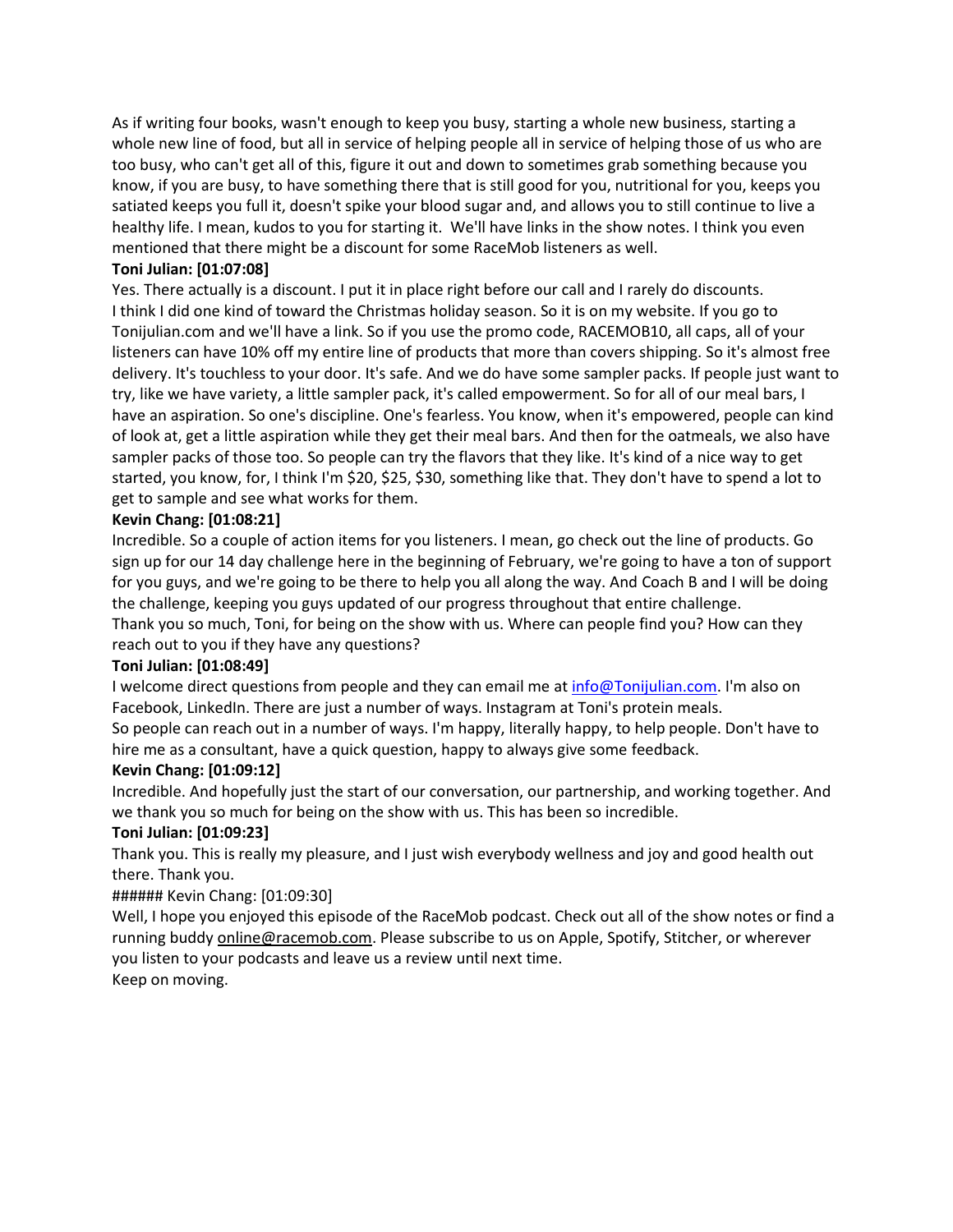As if writing four books, wasn't enough to keep you busy, starting a whole new business, starting a whole new line of food, but all in service of helping people all in service of helping those of us who are too busy, who can't get all of this, figure it out and down to sometimes grab something because you know, if you are busy, to have something there that is still good for you, nutritional for you, keeps you satiated keeps you full it, doesn't spike your blood sugar and, and allows you to still continue to live a healthy life. I mean, kudos to you for starting it.  We'll have links in the show notes. I think you even mentioned that there might be a discount for some RaceMob listeners as well.

**Toni Julian: [01:07:08]**

Yes. There actually is a discount. I put it in place right before our call and I rarely do discounts. I think I did one kind of toward the Christmas holiday season. So it is on my website. If you go to Tonijulian.com and we'll have a link. So if you use the promo code, RACEMOB10, all caps, all of your listeners can have 10% off my entire line of products that more than covers shipping. So it's almost free delivery. It's touchless to your door. It's safe. And we do have some sampler packs. If people just want to try, like we have variety, a little sampler pack, it's called empowerment. So for all of our meal bars, I have an aspiration. So one's discipline. One's fearless. You know, when it's empowered, people can kind of look at, get a little aspiration while they get their meal bars. And then for the oatmeals, we also have sampler packs of those too. So people can try the flavors that they like. It's kind of a nice way to get started, you know, for, I think I'm $20, $25, $30, something like that. They don't have to spend a lot to get to sample and see what works for them.

**Kevin Chang: [01:08:21]**

Incredible. So a couple of action items for you listeners. I mean, go check out the line of products. Go sign up for our 14 day challenge here in the beginning of February, we're going to have a ton of support for you guys, and we're going to be there to help you all along the way. And Coach B and I will be doing the challenge, keeping you guys updated of our progress throughout that entire challenge.

Thank you so much, Toni, for being on the show with us. Where can people find you? How can they reach out to you if they have any questions?

**Toni Julian: [01:08:49]**

I welcome direct questions from people and they can email me at info@Tonijulian.com. I'm also on Facebook, LinkedIn. There are just a number of ways. Instagram at Toni's protein meals.

So people can reach out in a number of ways. I'm happy, literally happy, to help people. Don't have to hire me as a consultant, have a quick question, happy to always give some feedback.

**Kevin Chang: [01:09:12]**

Incredible. And hopefully just the start of our conversation, our partnership, and working together. And we thank you so much for being on the show with us. This has been so incredible.

**Toni Julian: [01:09:23]**

Thank you. This is really my pleasure, and I just wish everybody wellness and joy and good health out there. Thank you.

###### Kevin Chang: [01:09:30]

Well, I hope you enjoyed this episode of the RaceMob podcast. Check out all of the show notes or find a running buddy online@racemob.com. Please subscribe to us on Apple, Spotify, Stitcher, or wherever you listen to your podcasts and leave us a review until next time.

Keep on moving.